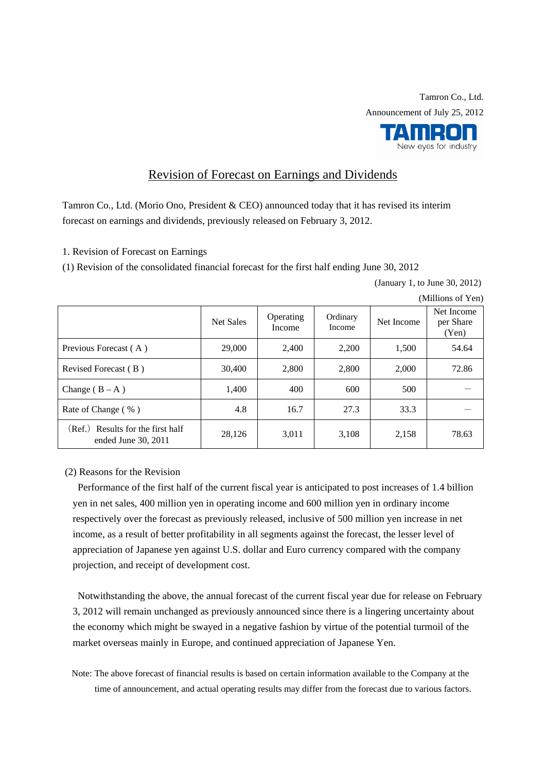Tamron Co., Ltd.

Announcement of July 25, 2012

TAMRON
New eyes for industry

# Revision of Forecast on Earnings and Dividends

Tamron Co., Ltd. (Morio Ono, President & CEO) announced today that it has revised its interim forecast on earnings and dividends, previously released on February 3, 2012.

1. Revision of Forecast on Earnings

(1) Revision of the consolidated financial forecast for the first half ending June 30, 2012

(January 1, to June 30, 2012)

(Millions of Yen)

| | Net Sales | Operating Income | Ordinary Income | Net Income | Net Income per Share (Yen) |
|---|---|---|---|---|---|
| Previous Forecast ( A ) | 29,000 | 2,400 | 2,200 | 1,500 | 54.64 |
| Revised Forecast ( B ) | 30,400 | 2,800 | 2,800 | 2,000 | 72.86 |
| Change ( B – A ) | 1,400 | 400 | 600 | 500 | — |
| Rate of Change ( % ) | 4.8 | 16.7 | 27.3 | 33.3 | — |
| （Ref.） Results for the first half ended June 30, 2011 | 28,126 | 3,011 | 3,108 | 2,158 | 78.63 |

(2) Reasons for the Revision

Performance of the first half of the current fiscal year is anticipated to post increases of 1.4 billion yen in net sales, 400 million yen in operating income and 600 million yen in ordinary income respectively over the forecast as previously released, inclusive of 500 million yen increase in net income, as a result of better profitability in all segments against the forecast, the lesser level of appreciation of Japanese yen against U.S. dollar and Euro currency compared with the company projection, and receipt of development cost.

Notwithstanding the above, the annual forecast of the current fiscal year due for release on February 3, 2012 will remain unchanged as previously announced since there is a lingering uncertainty about the economy which might be swayed in a negative fashion by virtue of the potential turmoil of the market overseas mainly in Europe, and continued appreciation of Japanese Yen.

Note: The above forecast of financial results is based on certain information available to the Company at the time of announcement, and actual operating results may differ from the forecast due to various factors.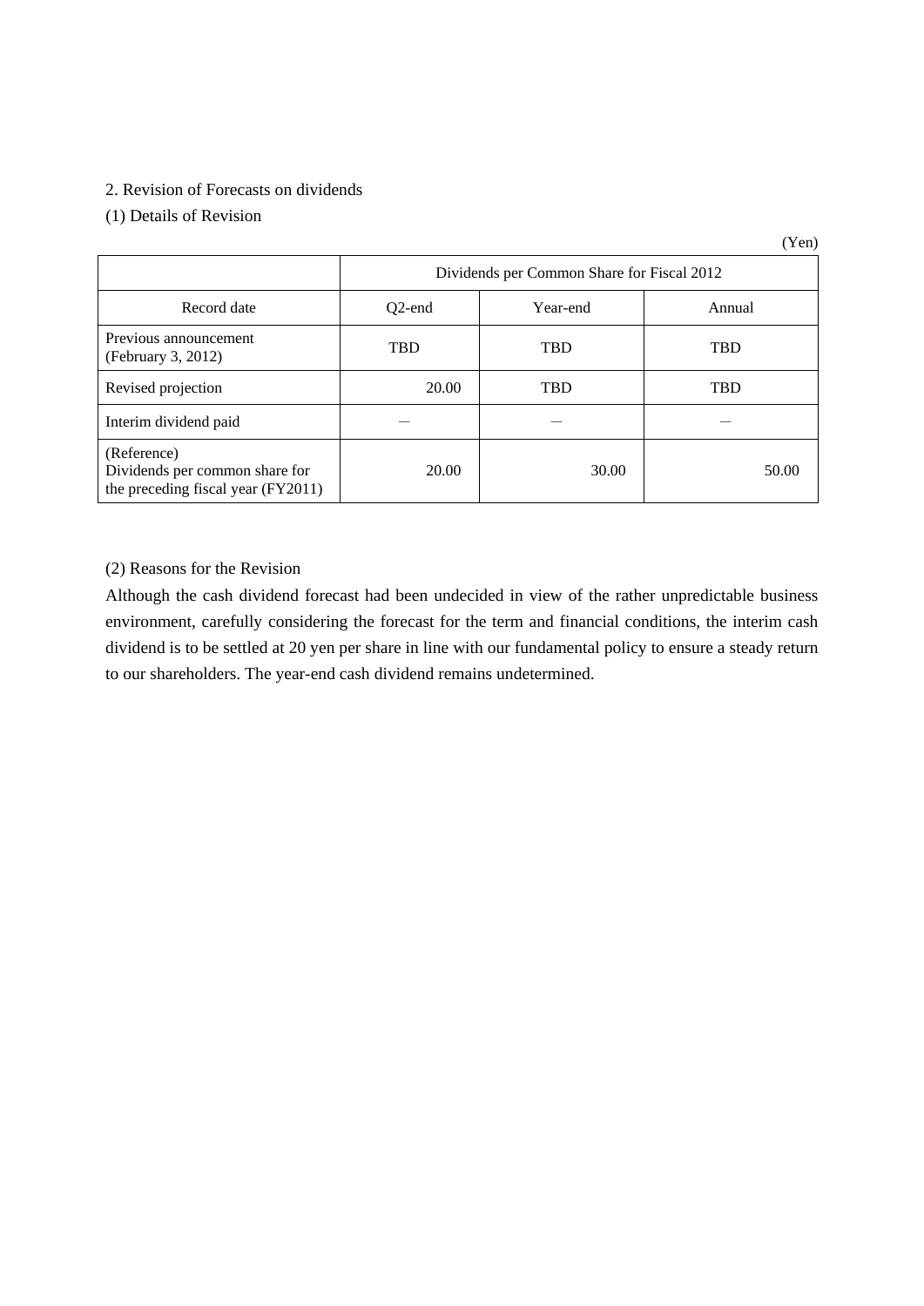2. Revision of Forecasts on dividends

(1) Details of Revision

(Yen)

| | Dividends per Common Share for Fiscal 2012 | | |
|---|---|---|---|
| Record date | Q2-end | Year-end | Annual |
| Previous announcement (February 3, 2012) | TBD | TBD | TBD |
| Revised projection | 20.00 | TBD | TBD |
| Interim dividend paid | — | — | — |
| (Reference) Dividends per common share for the preceding fiscal year (FY2011) | 20.00 | 30.00 | 50.00 |

(2) Reasons for the Revision

Although the cash dividend forecast had been undecided in view of the rather unpredictable business environment, carefully considering the forecast for the term and financial conditions, the interim cash dividend is to be settled at 20 yen per share in line with our fundamental policy to ensure a steady return to our shareholders. The year-end cash dividend remains undetermined.